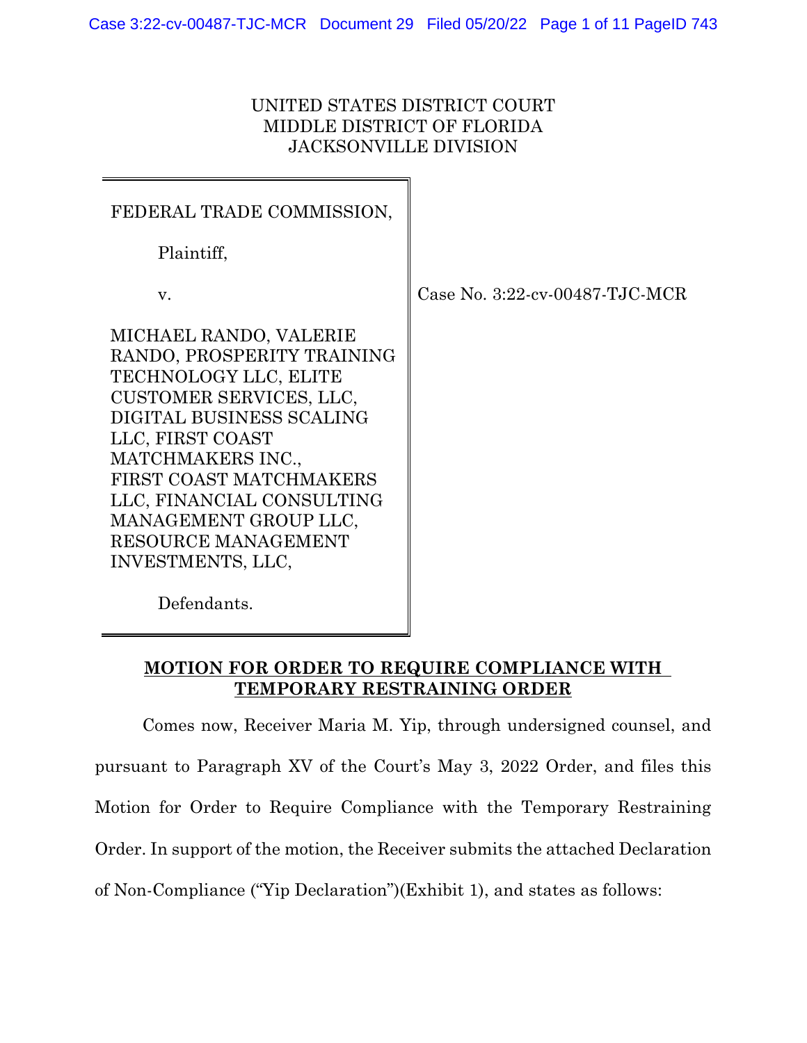UNITED STATES DISTRICT COURT
MIDDLE DISTRICT OF FLORIDA
JACKSONVILLE DIVISION

| | |
|---|---|
| FEDERAL TRADE COMMISSION,<br><br>Plaintiff,<br><br>v.<br><br>MICHAEL RANDO, VALERIE RANDO, PROSPERITY TRAINING TECHNOLOGY LLC, ELITE CUSTOMER SERVICES, LLC, DIGITAL BUSINESS SCALING LLC, FIRST COAST MATCHMAKERS INC., FIRST COAST MATCHMAKERS LLC, FINANCIAL CONSULTING MANAGEMENT GROUP LLC, RESOURCE MANAGEMENT INVESTMENTS, LLC,<br><br>Defendants. | Case No. 3:22-cv-00487-TJC-MCR |

**MOTION FOR ORDER TO REQUIRE COMPLIANCE WITH TEMPORARY RESTRAINING ORDER**

Comes now, Receiver Maria M. Yip, through undersigned counsel, and pursuant to Paragraph XV of the Court's May 3, 2022 Order, and files this Motion for Order to Require Compliance with the Temporary Restraining Order. In support of the motion, the Receiver submits the attached Declaration of Non-Compliance ("Yip Declaration")(Exhibit 1), and states as follows: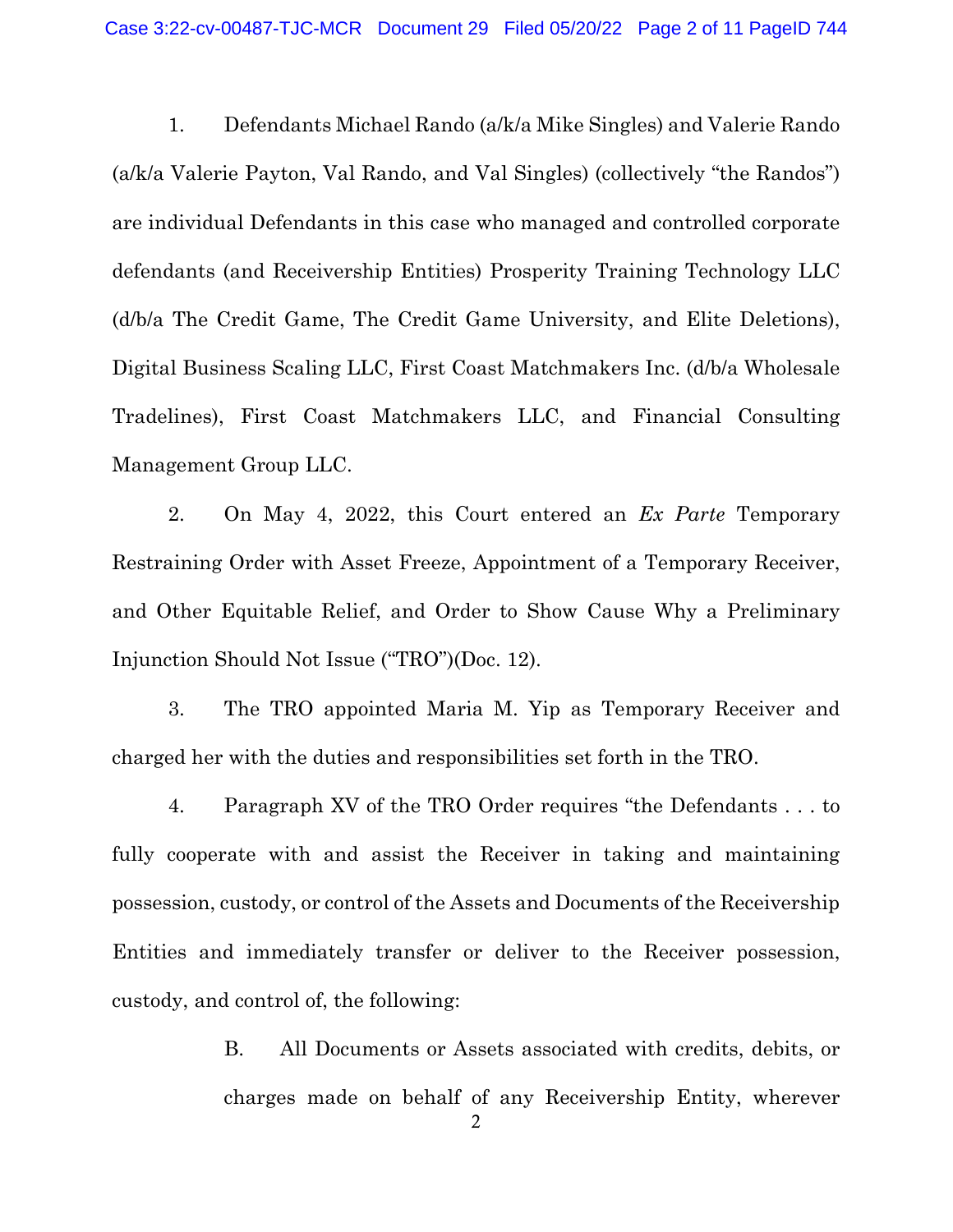1. Defendants Michael Rando (a/k/a Mike Singles) and Valerie Rando (a/k/a Valerie Payton, Val Rando, and Val Singles) (collectively "the Randos") are individual Defendants in this case who managed and controlled corporate defendants (and Receivership Entities) Prosperity Training Technology LLC (d/b/a The Credit Game, The Credit Game University, and Elite Deletions), Digital Business Scaling LLC, First Coast Matchmakers Inc. (d/b/a Wholesale Tradelines), First Coast Matchmakers LLC, and Financial Consulting Management Group LLC.

2. On May 4, 2022, this Court entered an *Ex Parte* Temporary Restraining Order with Asset Freeze, Appointment of a Temporary Receiver, and Other Equitable Relief, and Order to Show Cause Why a Preliminary Injunction Should Not Issue ("TRO")(Doc. 12).

3. The TRO appointed Maria M. Yip as Temporary Receiver and charged her with the duties and responsibilities set forth in the TRO.

4. Paragraph XV of the TRO Order requires "the Defendants . . . to fully cooperate with and assist the Receiver in taking and maintaining possession, custody, or control of the Assets and Documents of the Receivership Entities and immediately transfer or deliver to the Receiver possession, custody, and control of, the following:

> B. All Documents or Assets associated with credits, debits, or charges made on behalf of any Receivership Entity, wherever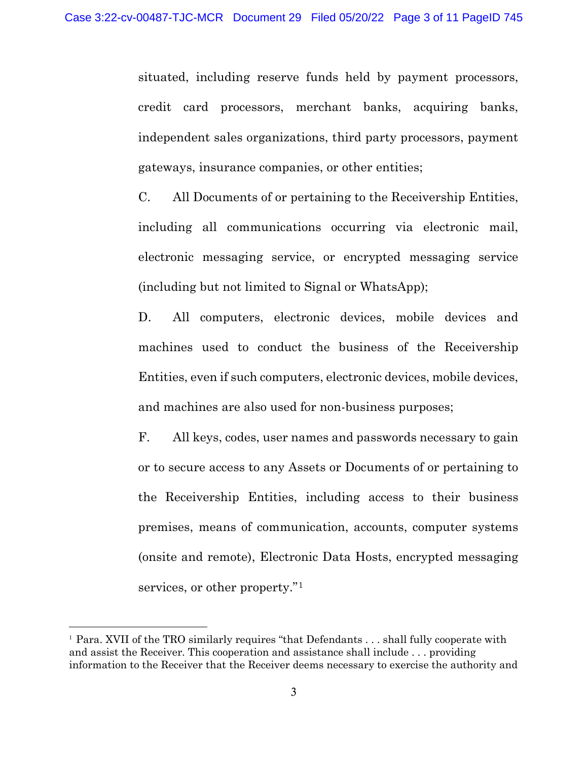situated, including reserve funds held by payment processors, credit card processors, merchant banks, acquiring banks, independent sales organizations, third party processors, payment gateways, insurance companies, or other entities;

C. All Documents of or pertaining to the Receivership Entities, including all communications occurring via electronic mail, electronic messaging service, or encrypted messaging service (including but not limited to Signal or WhatsApp);

D. All computers, electronic devices, mobile devices and machines used to conduct the business of the Receivership Entities, even if such computers, electronic devices, mobile devices, and machines are also used for non-business purposes;

F. All keys, codes, user names and passwords necessary to gain or to secure access to any Assets or Documents of or pertaining to the Receivership Entities, including access to their business premises, means of communication, accounts, computer systems (onsite and remote), Electronic Data Hosts, encrypted messaging services, or other property."[1]

---

[1] Para. XVII of the TRO similarly requires "that Defendants . . . shall fully cooperate with and assist the Receiver. This cooperation and assistance shall include . . . providing information to the Receiver that the Receiver deems necessary to exercise the authority and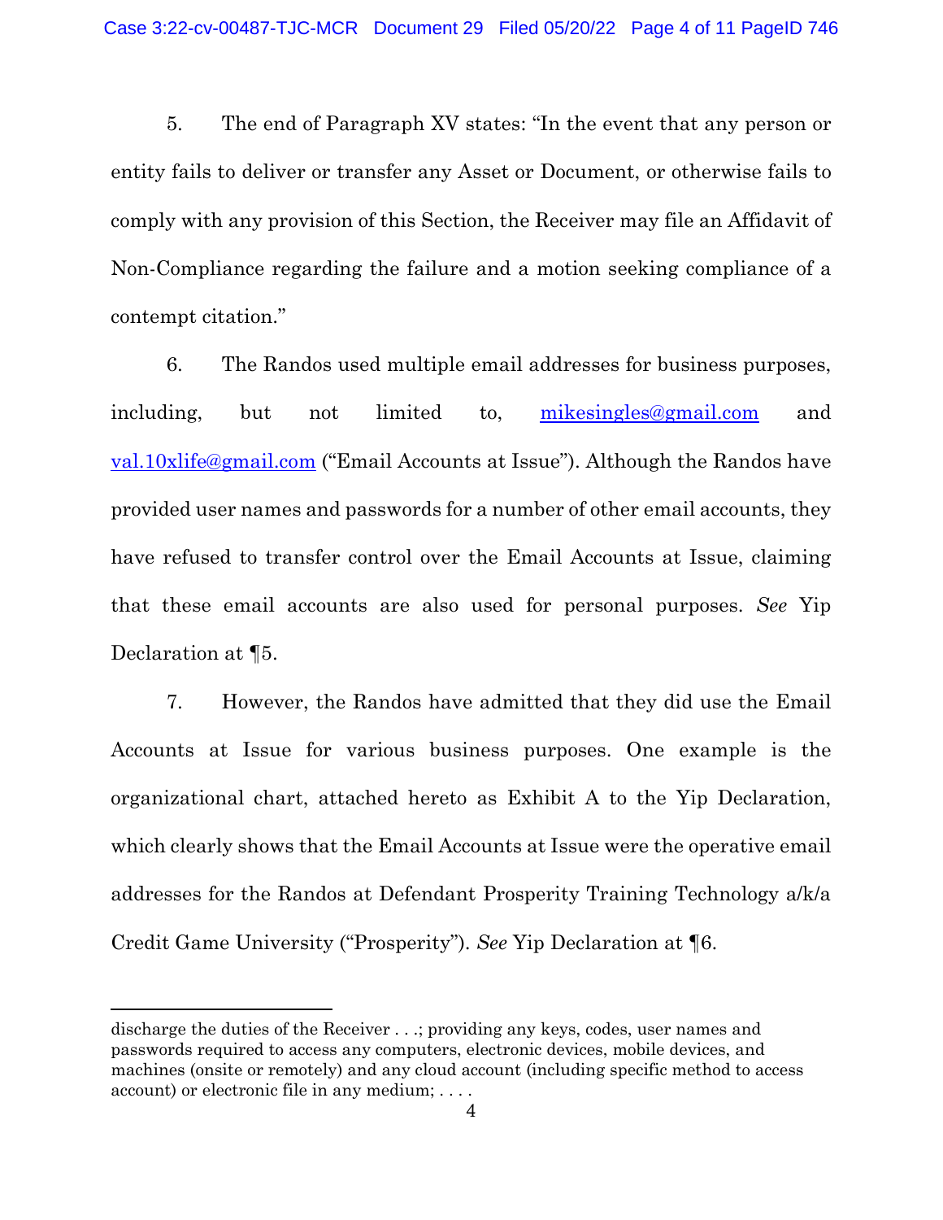5. The end of Paragraph XV states: "In the event that any person or entity fails to deliver or transfer any Asset or Document, or otherwise fails to comply with any provision of this Section, the Receiver may file an Affidavit of Non-Compliance regarding the failure and a motion seeking compliance of a contempt citation."

6. The Randos used multiple email addresses for business purposes, including, but not limited to, mikesingles@gmail.com and val.10xlife@gmail.com ("Email Accounts at Issue"). Although the Randos have provided user names and passwords for a number of other email accounts, they have refused to transfer control over the Email Accounts at Issue, claiming that these email accounts are also used for personal purposes. *See* Yip Declaration at ¶5.

7. However, the Randos have admitted that they did use the Email Accounts at Issue for various business purposes. One example is the organizational chart, attached hereto as Exhibit A to the Yip Declaration, which clearly shows that the Email Accounts at Issue were the operative email addresses for the Randos at Defendant Prosperity Training Technology a/k/a Credit Game University ("Prosperity"). *See* Yip Declaration at ¶6.

---

discharge the duties of the Receiver . . .; providing any keys, codes, user names and passwords required to access any computers, electronic devices, mobile devices, and machines (onsite or remotely) and any cloud account (including specific method to access account) or electronic file in any medium; . . . .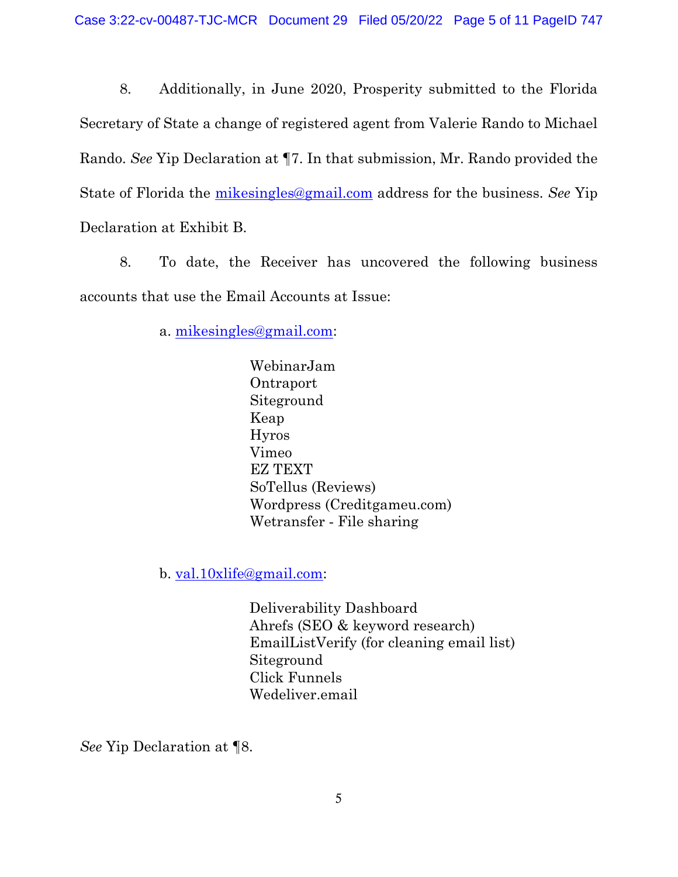8. Additionally, in June 2020, Prosperity submitted to the Florida Secretary of State a change of registered agent from Valerie Rando to Michael Rando. *See* Yip Declaration at ¶7. In that submission, Mr. Rando provided the State of Florida the mikesingles@gmail.com address for the business. *See* Yip Declaration at Exhibit B.

8. To date, the Receiver has uncovered the following business accounts that use the Email Accounts at Issue:

a. mikesingles@gmail.com:

- WebinarJam
- Ontraport
- Siteground
- Keap
- Hyros
- Vimeo
- EZ TEXT
- SoTellus (Reviews)
- Wordpress (Creditgameu.com)
- Wetransfer - File sharing

b. val.10xlife@gmail.com:

- Deliverability Dashboard
- Ahrefs (SEO & keyword research)
- EmailListVerify (for cleaning email list)
- Siteground
- Click Funnels
- Wedeliver.email

*See* Yip Declaration at ¶8.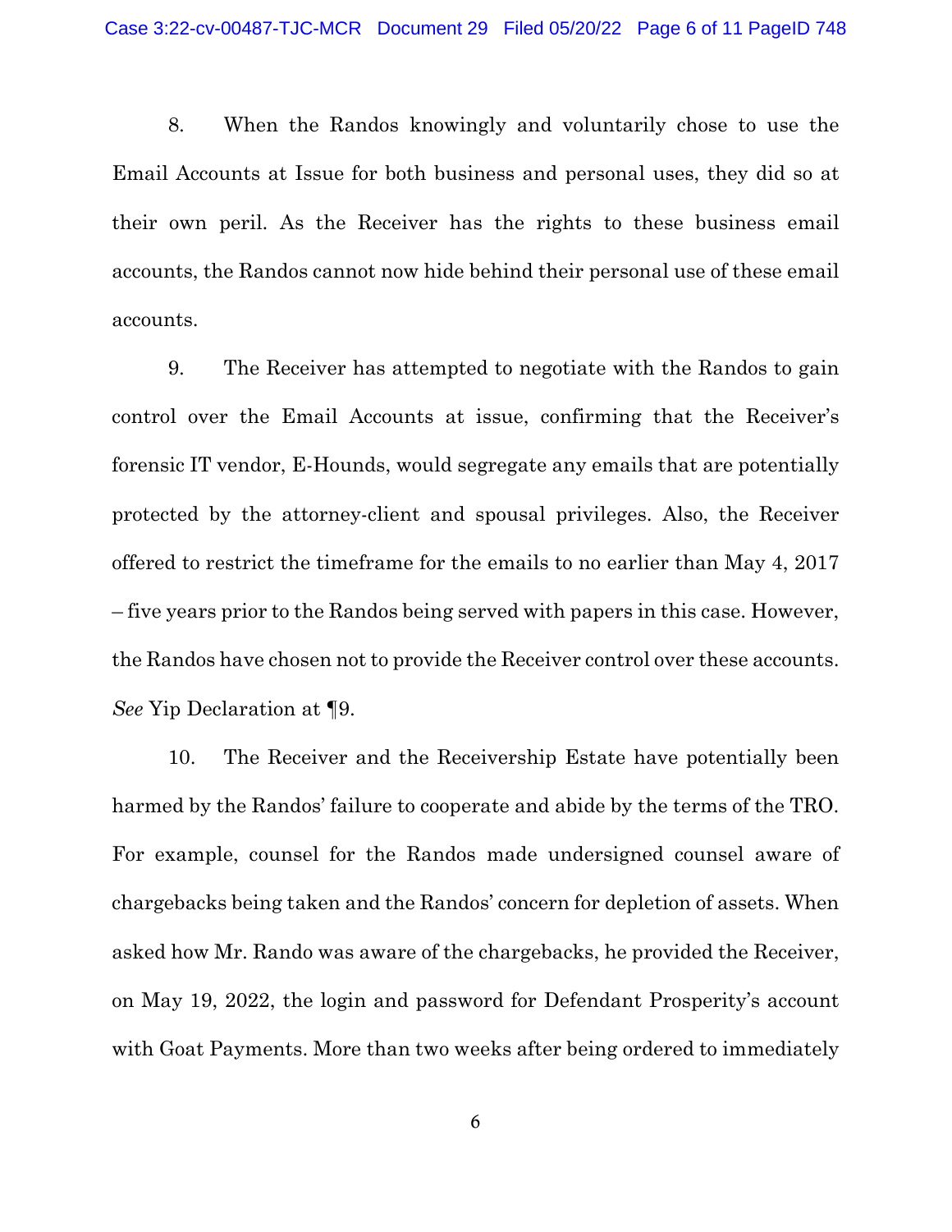8. When the Randos knowingly and voluntarily chose to use the Email Accounts at Issue for both business and personal uses, they did so at their own peril. As the Receiver has the rights to these business email accounts, the Randos cannot now hide behind their personal use of these email accounts.

9. The Receiver has attempted to negotiate with the Randos to gain control over the Email Accounts at issue, confirming that the Receiver's forensic IT vendor, E-Hounds, would segregate any emails that are potentially protected by the attorney-client and spousal privileges. Also, the Receiver offered to restrict the timeframe for the emails to no earlier than May 4, 2017 – five years prior to the Randos being served with papers in this case. However, the Randos have chosen not to provide the Receiver control over these accounts. *See* Yip Declaration at ¶9.

10. The Receiver and the Receivership Estate have potentially been harmed by the Randos' failure to cooperate and abide by the terms of the TRO. For example, counsel for the Randos made undersigned counsel aware of chargebacks being taken and the Randos' concern for depletion of assets. When asked how Mr. Rando was aware of the chargebacks, he provided the Receiver, on May 19, 2022, the login and password for Defendant Prosperity's account with Goat Payments. More than two weeks after being ordered to immediately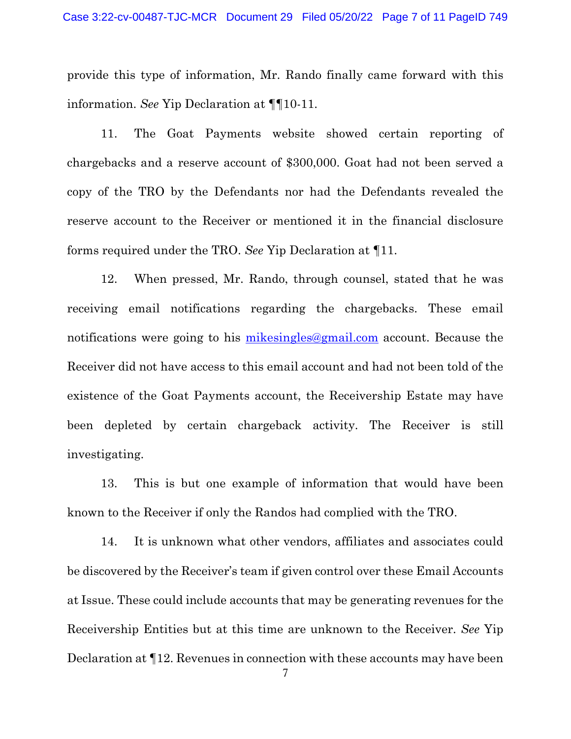provide this type of information, Mr. Rando finally came forward with this information. *See* Yip Declaration at ¶¶10-11.

11. The Goat Payments website showed certain reporting of chargebacks and a reserve account of $300,000. Goat had not been served a copy of the TRO by the Defendants nor had the Defendants revealed the reserve account to the Receiver or mentioned it in the financial disclosure forms required under the TRO. *See* Yip Declaration at ¶11.

12. When pressed, Mr. Rando, through counsel, stated that he was receiving email notifications regarding the chargebacks. These email notifications were going to his mikesingles@gmail.com account. Because the Receiver did not have access to this email account and had not been told of the existence of the Goat Payments account, the Receivership Estate may have been depleted by certain chargeback activity. The Receiver is still investigating.

13. This is but one example of information that would have been known to the Receiver if only the Randos had complied with the TRO.

14. It is unknown what other vendors, affiliates and associates could be discovered by the Receiver's team if given control over these Email Accounts at Issue. These could include accounts that may be generating revenues for the Receivership Entities but at this time are unknown to the Receiver. *See* Yip Declaration at ¶12. Revenues in connection with these accounts may have been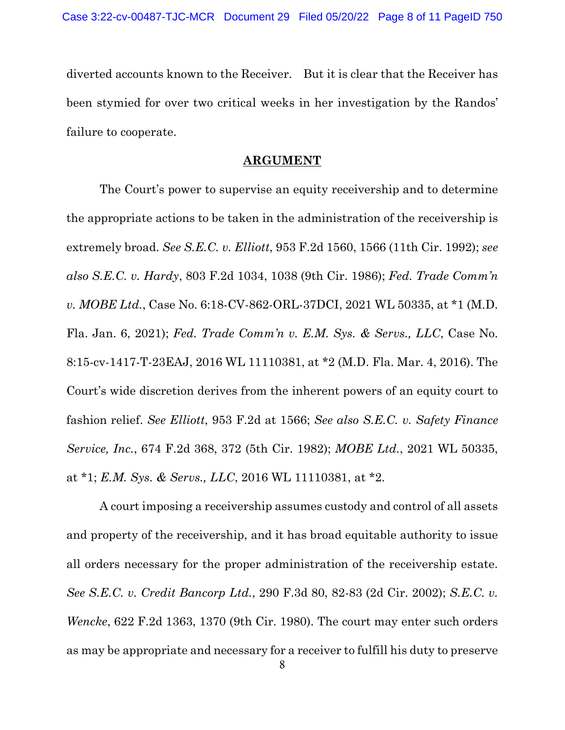diverted accounts known to the Receiver. But it is clear that the Receiver has been stymied for over two critical weeks in her investigation by the Randos' failure to cooperate.

## ARGUMENT

The Court's power to supervise an equity receivership and to determine the appropriate actions to be taken in the administration of the receivership is extremely broad. *See S.E.C. v. Elliott*, 953 F.2d 1560, 1566 (11th Cir. 1992); *see also S.E.C. v. Hardy*, 803 F.2d 1034, 1038 (9th Cir. 1986); *Fed. Trade Comm'n v. MOBE Ltd.*, Case No. 6:18-CV-862-ORL-37DCI, 2021 WL 50335, at *1 (M.D. Fla. Jan. 6, 2021); *Fed. Trade Comm'n v. E.M. Sys. & Servs., LLC*, Case No. 8:15-cv-1417-T-23EAJ, 2016 WL 11110381, at *2 (M.D. Fla. Mar. 4, 2016). The Court's wide discretion derives from the inherent powers of an equity court to fashion relief. *See Elliott*, 953 F.2d at 1566; *See also S.E.C. v. Safety Finance Service, Inc.*, 674 F.2d 368, 372 (5th Cir. 1982); *MOBE Ltd.*, 2021 WL 50335, at *1; *E.M. Sys. & Servs., LLC*, 2016 WL 11110381, at *2.

A court imposing a receivership assumes custody and control of all assets and property of the receivership, and it has broad equitable authority to issue all orders necessary for the proper administration of the receivership estate. *See S.E.C. v. Credit Bancorp Ltd.*, 290 F.3d 80, 82-83 (2d Cir. 2002); *S.E.C. v. Wencke*, 622 F.2d 1363, 1370 (9th Cir. 1980). The court may enter such orders as may be appropriate and necessary for a receiver to fulfill his duty to preserve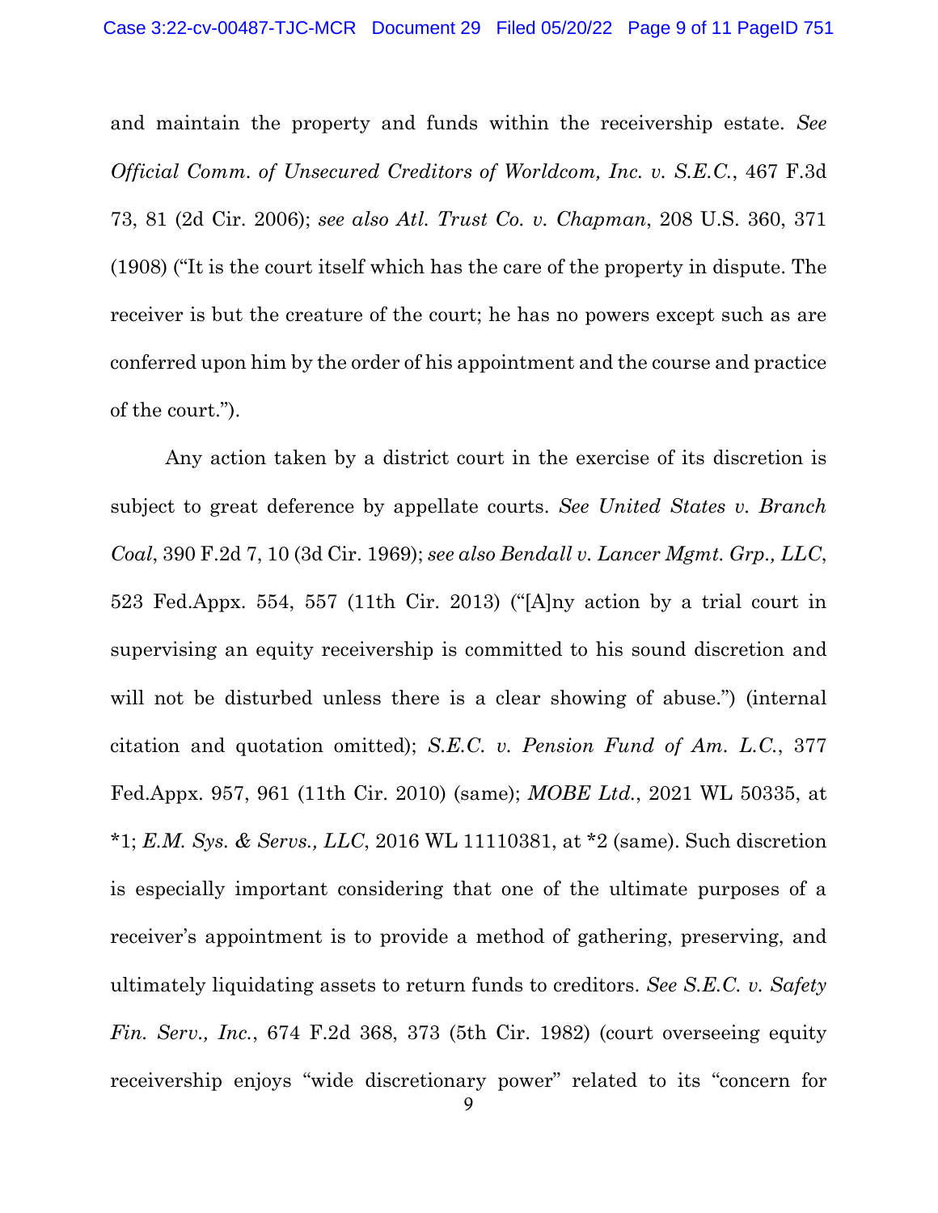and maintain the property and funds within the receivership estate. *See Official Comm. of Unsecured Creditors of Worldcom, Inc. v. S.E.C.*, 467 F.3d 73, 81 (2d Cir. 2006); *see also Atl. Trust Co. v. Chapman*, 208 U.S. 360, 371 (1908) ("It is the court itself which has the care of the property in dispute. The receiver is but the creature of the court; he has no powers except such as are conferred upon him by the order of his appointment and the course and practice of the court.").

Any action taken by a district court in the exercise of its discretion is subject to great deference by appellate courts. *See United States v. Branch Coal*, 390 F.2d 7, 10 (3d Cir. 1969); *see also Bendall v. Lancer Mgmt. Grp., LLC*, 523 Fed.Appx. 554, 557 (11th Cir. 2013) ("[A]ny action by a trial court in supervising an equity receivership is committed to his sound discretion and will not be disturbed unless there is a clear showing of abuse.") (internal citation and quotation omitted); *S.E.C. v. Pension Fund of Am. L.C.*, 377 Fed.Appx. 957, 961 (11th Cir. 2010) (same); *MOBE Ltd.*, 2021 WL 50335, at *1; *E.M. Sys. & Servs., LLC*, 2016 WL 11110381, at *2 (same). Such discretion is especially important considering that one of the ultimate purposes of a receiver's appointment is to provide a method of gathering, preserving, and ultimately liquidating assets to return funds to creditors. *See S.E.C. v. Safety Fin. Serv., Inc.*, 674 F.2d 368, 373 (5th Cir. 1982) (court overseeing equity receivership enjoys "wide discretionary power" related to its "concern for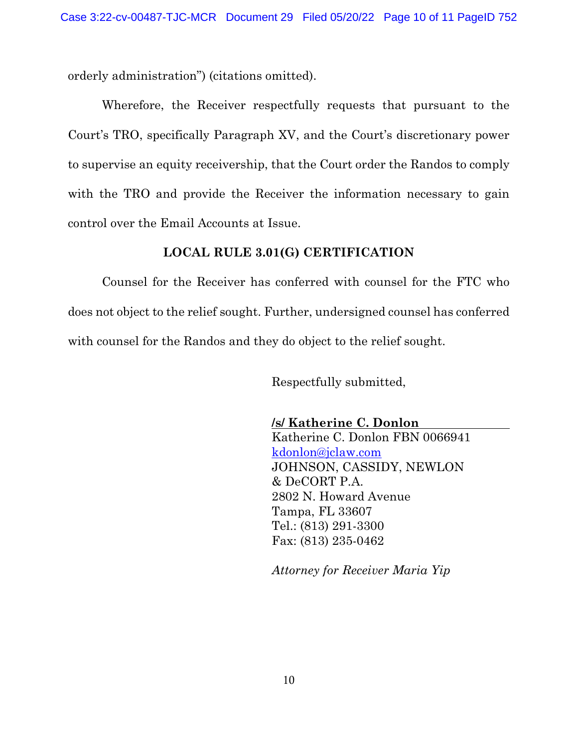orderly administration") (citations omitted).

Wherefore, the Receiver respectfully requests that pursuant to the Court's TRO, specifically Paragraph XV, and the Court's discretionary power to supervise an equity receivership, that the Court order the Randos to comply with the TRO and provide the Receiver the information necessary to gain control over the Email Accounts at Issue.

## LOCAL RULE 3.01(G) CERTIFICATION

Counsel for the Receiver has conferred with counsel for the FTC who does not object to the relief sought. Further, undersigned counsel has conferred with counsel for the Randos and they do object to the relief sought.

Respectfully submitted,

**/s/ Katherine C. Donlon**
Katherine C. Donlon FBN 0066941
kdonlon@jclaw.com
JOHNSON, CASSIDY, NEWLON & DeCORT P.A.
2802 N. Howard Avenue
Tampa, FL 33607
Tel.: (813) 291-3300
Fax: (813) 235-0462

*Attorney for Receiver Maria Yip*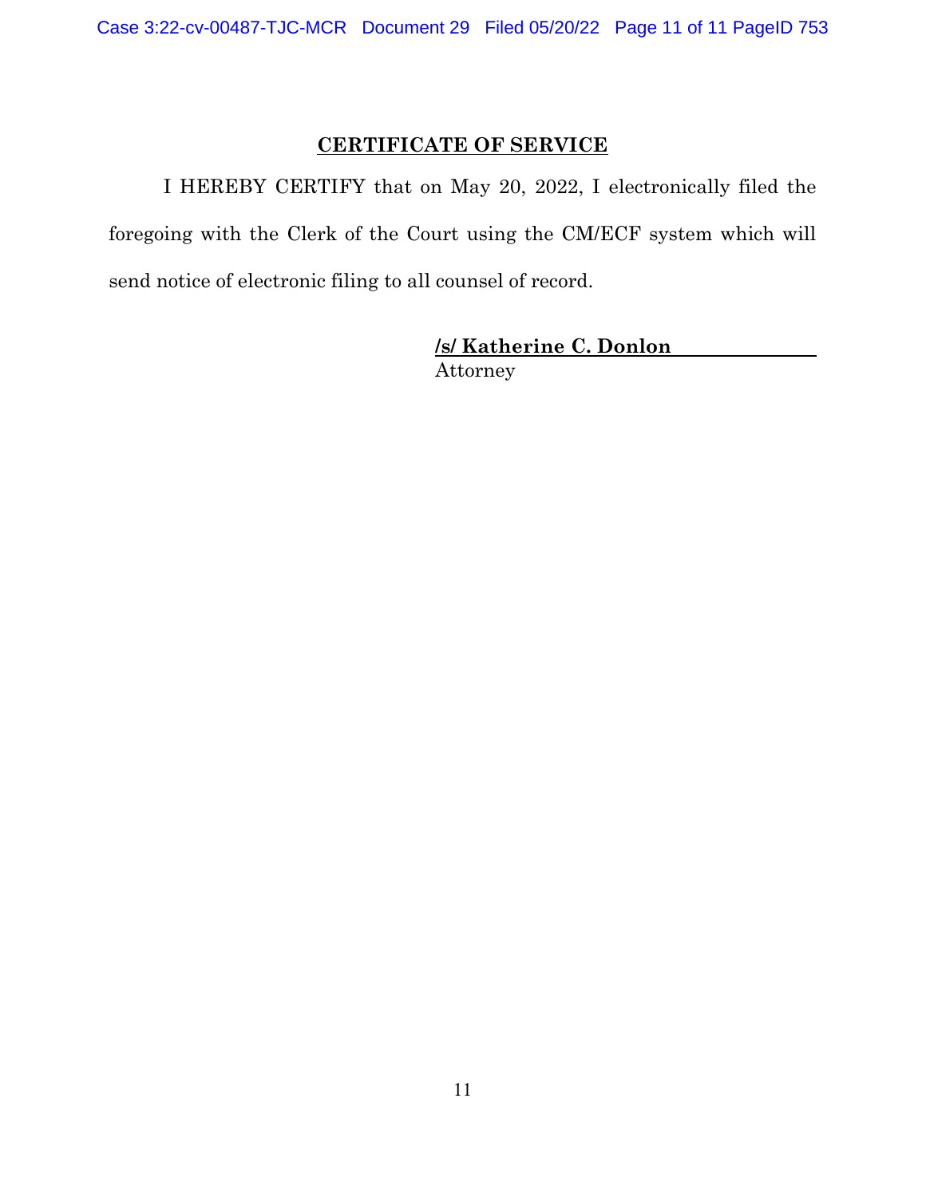## CERTIFICATE OF SERVICE

I HEREBY CERTIFY that on May 20, 2022, I electronically filed the foregoing with the Clerk of the Court using the CM/ECF system which will send notice of electronic filing to all counsel of record.

**/s/ Katherine C. Donlon**
Attorney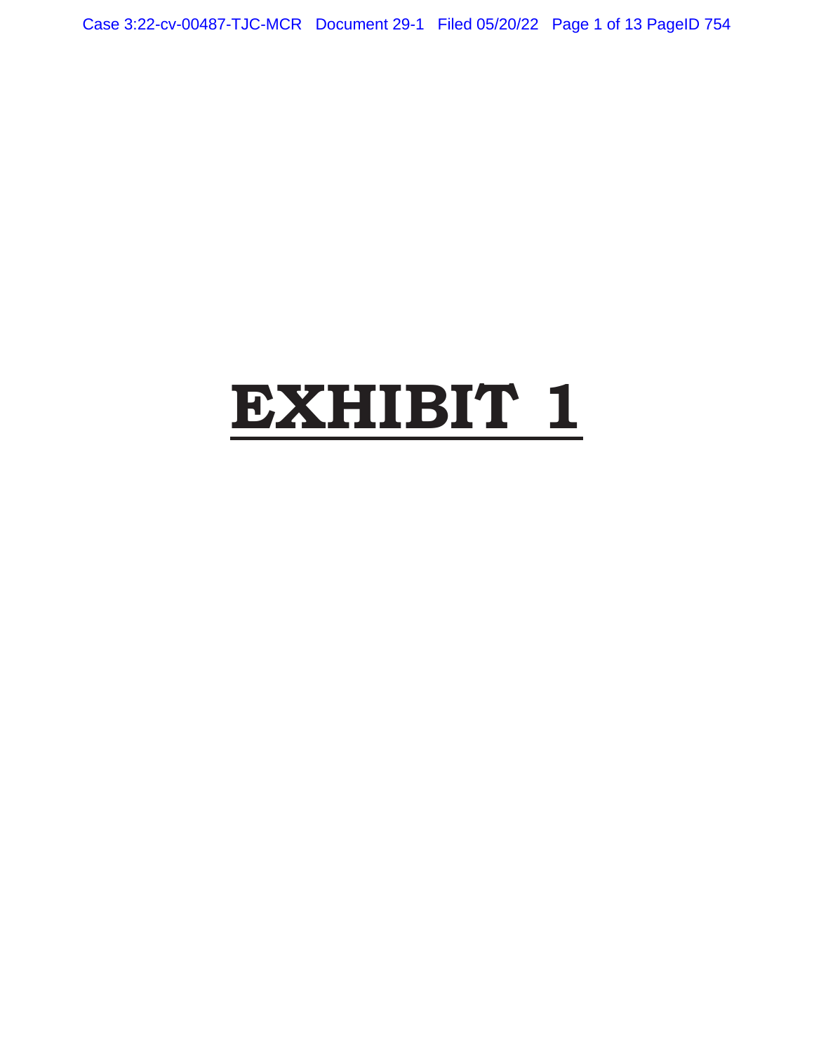# EXHIBIT 1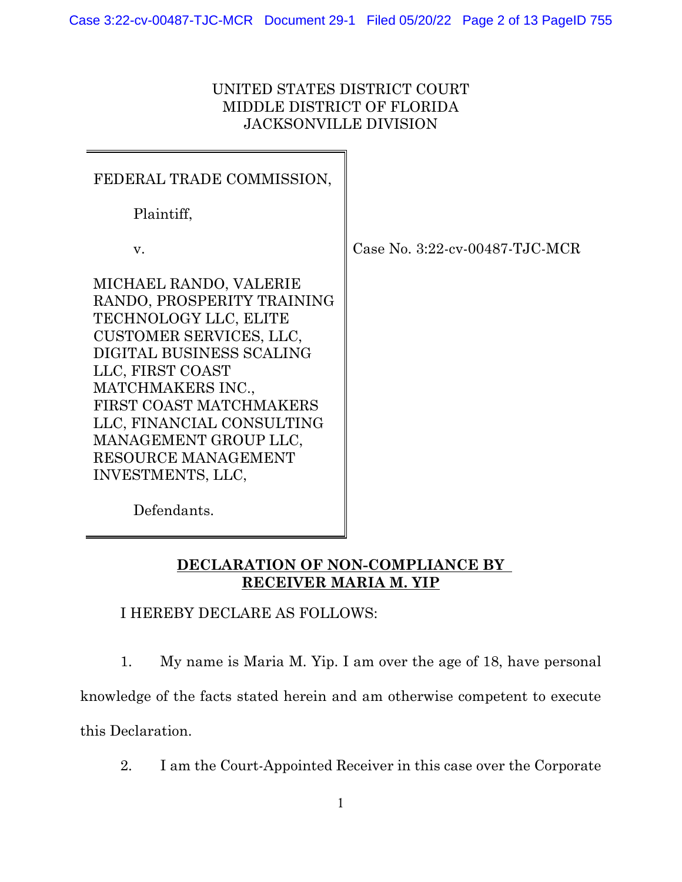UNITED STATES DISTRICT COURT
MIDDLE DISTRICT OF FLORIDA
JACKSONVILLE DIVISION

FEDERAL TRADE COMMISSION,

Plaintiff,

v.

MICHAEL RANDO, VALERIE RANDO, PROSPERITY TRAINING TECHNOLOGY LLC, ELITE CUSTOMER SERVICES, LLC, DIGITAL BUSINESS SCALING LLC, FIRST COAST MATCHMAKERS INC., FIRST COAST MATCHMAKERS LLC, FINANCIAL CONSULTING MANAGEMENT GROUP LLC, RESOURCE MANAGEMENT INVESTMENTS, LLC,

Defendants.

Case No. 3:22-cv-00487-TJC-MCR

**DECLARATION OF NON-COMPLIANCE BY RECEIVER MARIA M. YIP**

I HEREBY DECLARE AS FOLLOWS:

1. My name is Maria M. Yip. I am over the age of 18, have personal knowledge of the facts stated herein and am otherwise competent to execute this Declaration.

2. I am the Court-Appointed Receiver in this case over the Corporate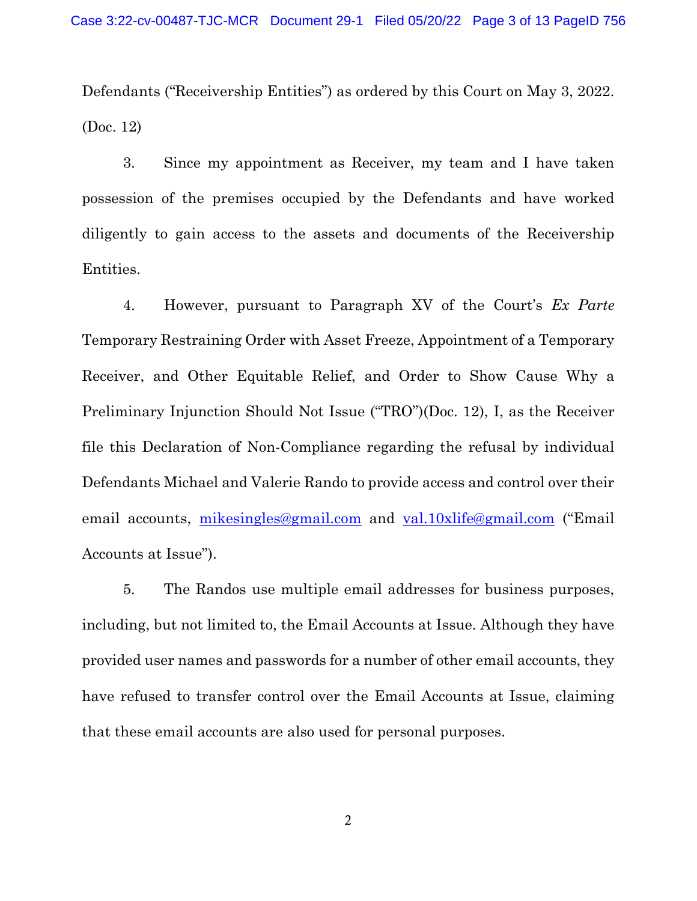Defendants ("Receivership Entities") as ordered by this Court on May 3, 2022. (Doc. 12)

3. Since my appointment as Receiver, my team and I have taken possession of the premises occupied by the Defendants and have worked diligently to gain access to the assets and documents of the Receivership Entities.

4. However, pursuant to Paragraph XV of the Court's *Ex Parte* Temporary Restraining Order with Asset Freeze, Appointment of a Temporary Receiver, and Other Equitable Relief, and Order to Show Cause Why a Preliminary Injunction Should Not Issue ("TRO")(Doc. 12), I, as the Receiver file this Declaration of Non-Compliance regarding the refusal by individual Defendants Michael and Valerie Rando to provide access and control over their email accounts, mikesingles@gmail.com and val.10xlife@gmail.com ("Email Accounts at Issue").

5. The Randos use multiple email addresses for business purposes, including, but not limited to, the Email Accounts at Issue. Although they have provided user names and passwords for a number of other email accounts, they have refused to transfer control over the Email Accounts at Issue, claiming that these email accounts are also used for personal purposes.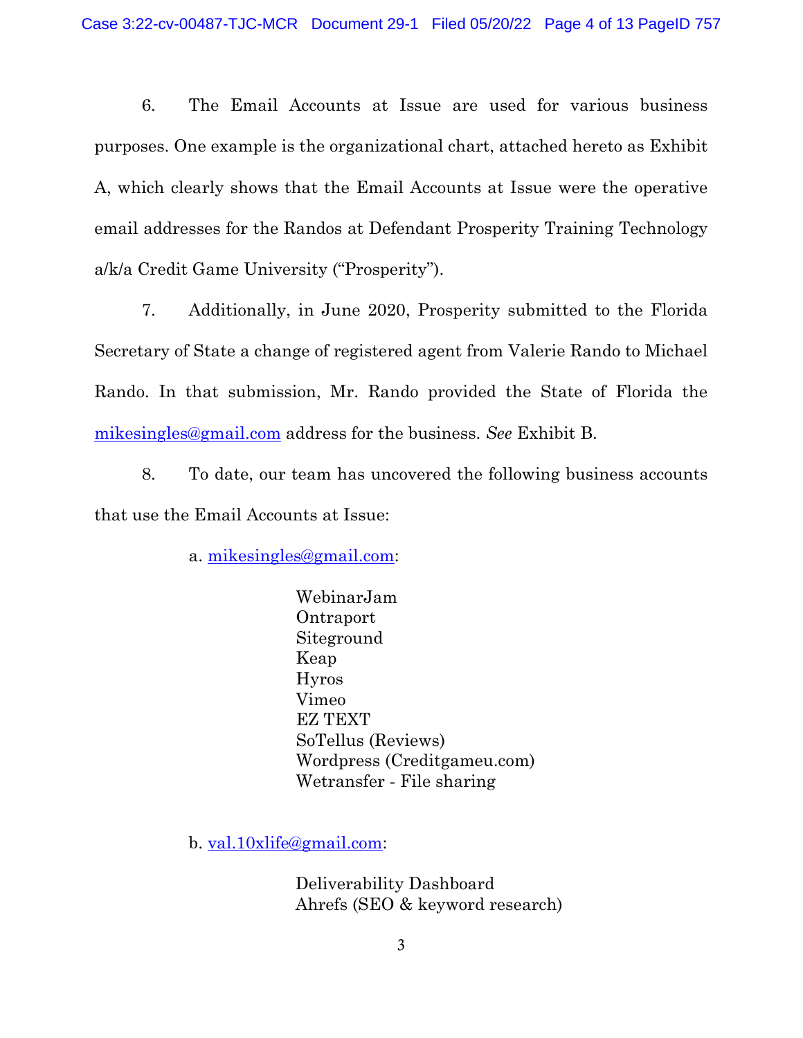6. The Email Accounts at Issue are used for various business purposes. One example is the organizational chart, attached hereto as Exhibit A, which clearly shows that the Email Accounts at Issue were the operative email addresses for the Randos at Defendant Prosperity Training Technology a/k/a Credit Game University ("Prosperity").

7. Additionally, in June 2020, Prosperity submitted to the Florida Secretary of State a change of registered agent from Valerie Rando to Michael Rando. In that submission, Mr. Rando provided the State of Florida the mikesingles@gmail.com address for the business. *See* Exhibit B.

8. To date, our team has uncovered the following business accounts that use the Email Accounts at Issue:

a. mikesingles@gmail.com:

WebinarJam
Ontraport
Siteground
Keap
Hyros
Vimeo
EZ TEXT
SoTellus (Reviews)
Wordpress (Creditgameu.com)
Wetransfer - File sharing

b. val.10xlife@gmail.com:

Deliverability Dashboard
Ahrefs (SEO & keyword research)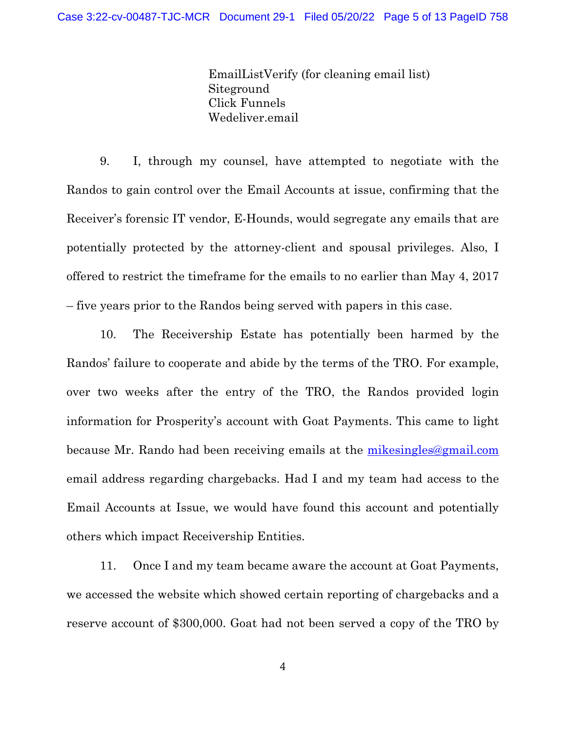EmailListVerify (for cleaning email list)
Siteground
Click Funnels
Wedeliver.email

9. I, through my counsel, have attempted to negotiate with the Randos to gain control over the Email Accounts at issue, confirming that the Receiver's forensic IT vendor, E-Hounds, would segregate any emails that are potentially protected by the attorney-client and spousal privileges. Also, I offered to restrict the timeframe for the emails to no earlier than May 4, 2017 – five years prior to the Randos being served with papers in this case.

10. The Receivership Estate has potentially been harmed by the Randos' failure to cooperate and abide by the terms of the TRO. For example, over two weeks after the entry of the TRO, the Randos provided login information for Prosperity's account with Goat Payments. This came to light because Mr. Rando had been receiving emails at the mikesingles@gmail.com email address regarding chargebacks. Had I and my team had access to the Email Accounts at Issue, we would have found this account and potentially others which impact Receivership Entities.

11. Once I and my team became aware the account at Goat Payments, we accessed the website which showed certain reporting of chargebacks and a reserve account of $300,000. Goat had not been served a copy of the TRO by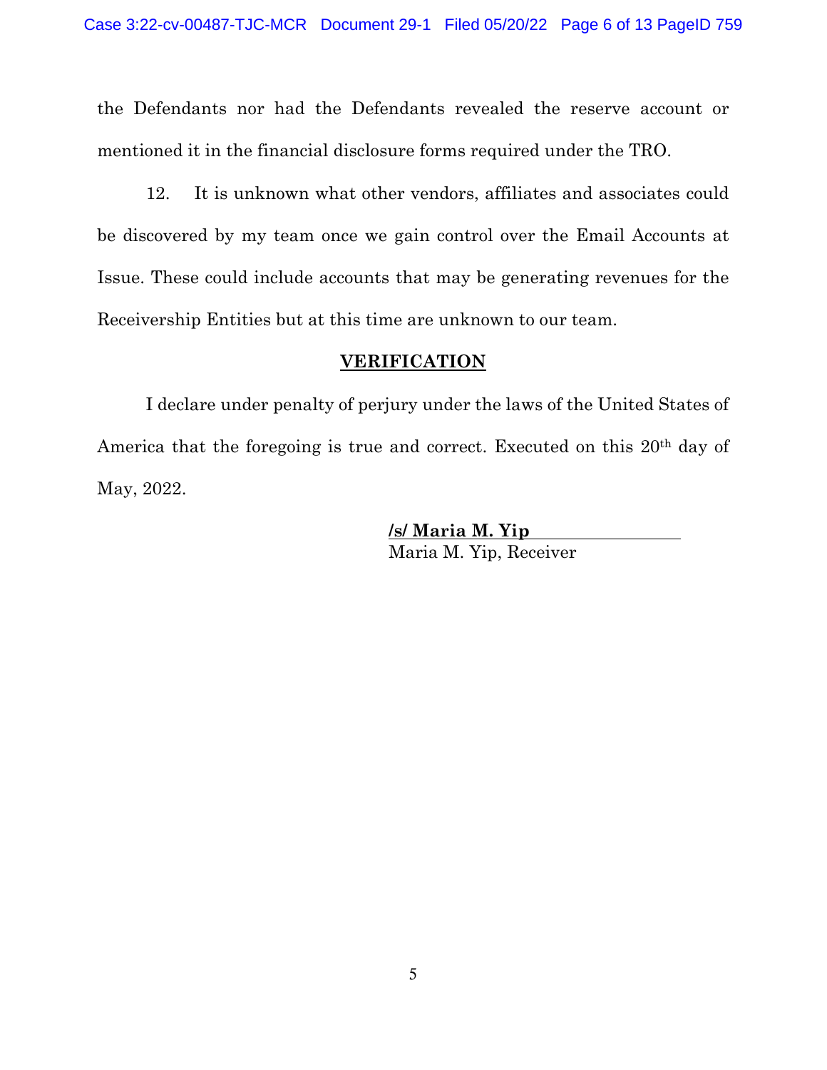the Defendants nor had the Defendants revealed the reserve account or mentioned it in the financial disclosure forms required under the TRO.

12. It is unknown what other vendors, affiliates and associates could be discovered by my team once we gain control over the Email Accounts at Issue. These could include accounts that may be generating revenues for the Receivership Entities but at this time are unknown to our team.

## VERIFICATION

I declare under penalty of perjury under the laws of the United States of America that the foregoing is true and correct. Executed on this 20th day of May, 2022.

**/s/ Maria M. Yip**
Maria M. Yip, Receiver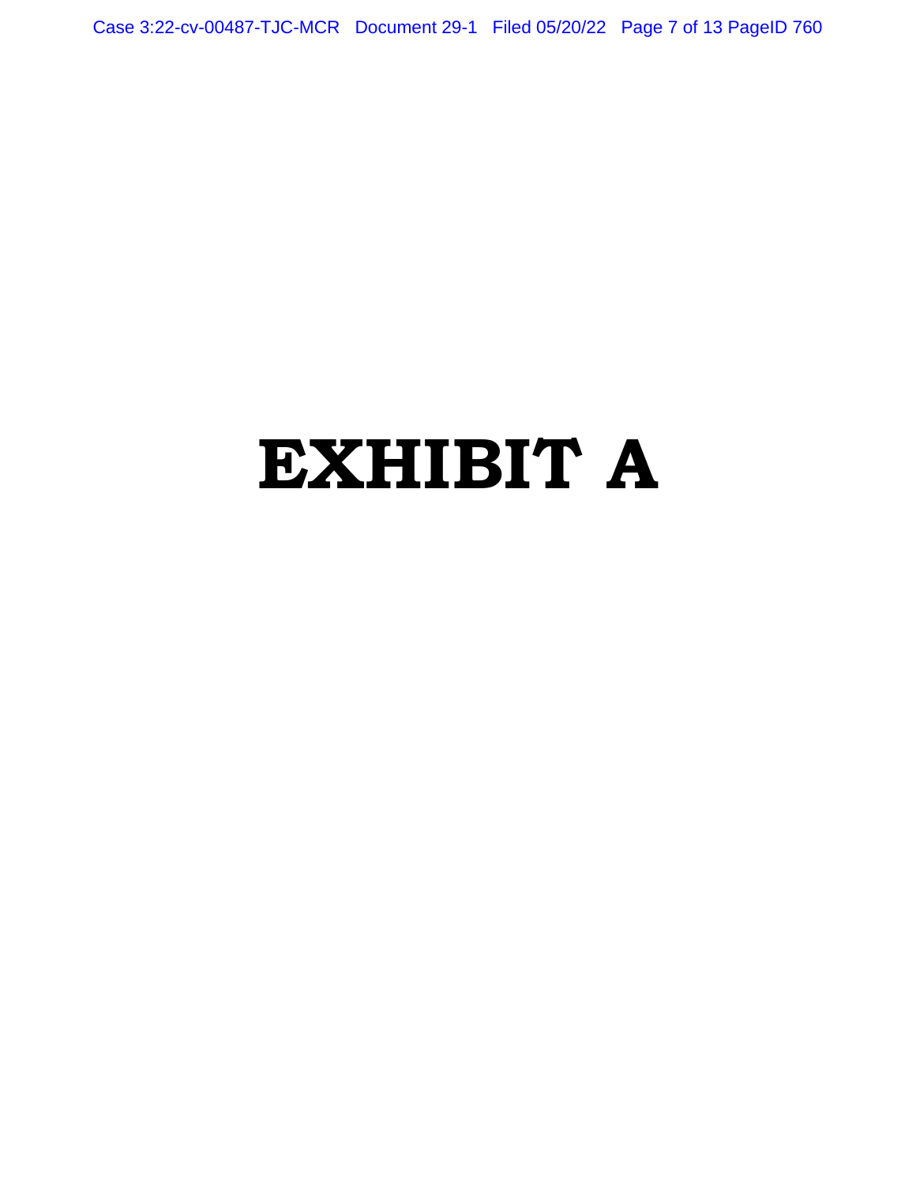# EXHIBIT A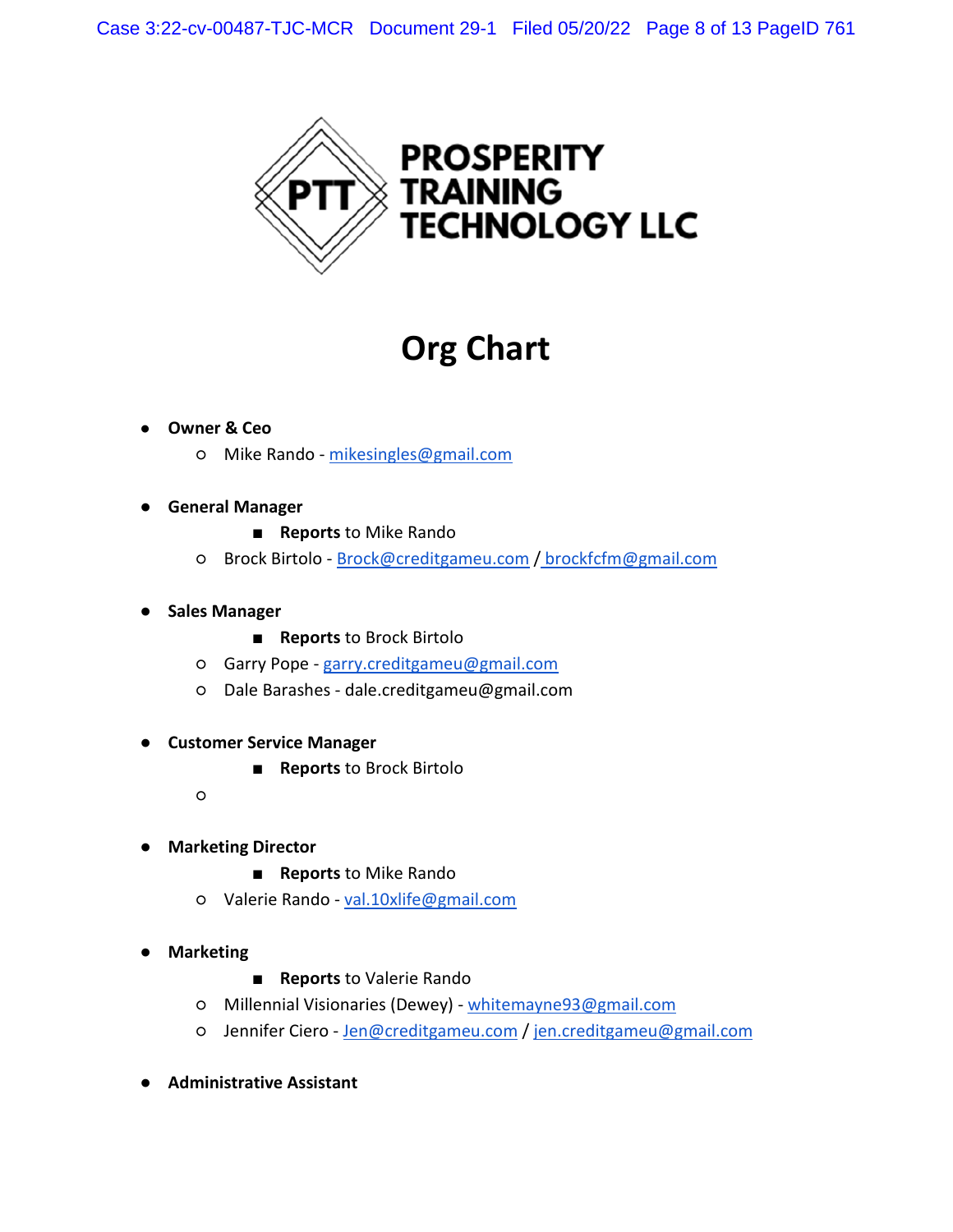PTT

**PROSPERITY TRAINING TECHNOLOGY LLC**

# Org Chart

- **Owner & Ceo**
  - Mike Rando - mikesingles@gmail.com

- **General Manager**
  - ■ **Reports** to Mike Rando
  - Brock Birtolo - Brock@creditgameu.com / brockfcfm@gmail.com

- **Sales Manager**
  - ■ **Reports** to Brock Birtolo
  - Garry Pope - garry.creditgameu@gmail.com
  - Dale Barashes - dale.creditgameu@gmail.com

- **Customer Service Manager**
  - ■ **Reports** to Brock Birtolo
  - 

- **Marketing Director**
  - ■ **Reports** to Mike Rando
  - Valerie Rando - val.10xlife@gmail.com

- **Marketing**
  - ■ **Reports** to Valerie Rando
  - Millennial Visionaries (Dewey) - whitemayne93@gmail.com
  - Jennifer Ciero - Jen@creditgameu.com / jen.creditgameu@gmail.com

- **Administrative Assistant**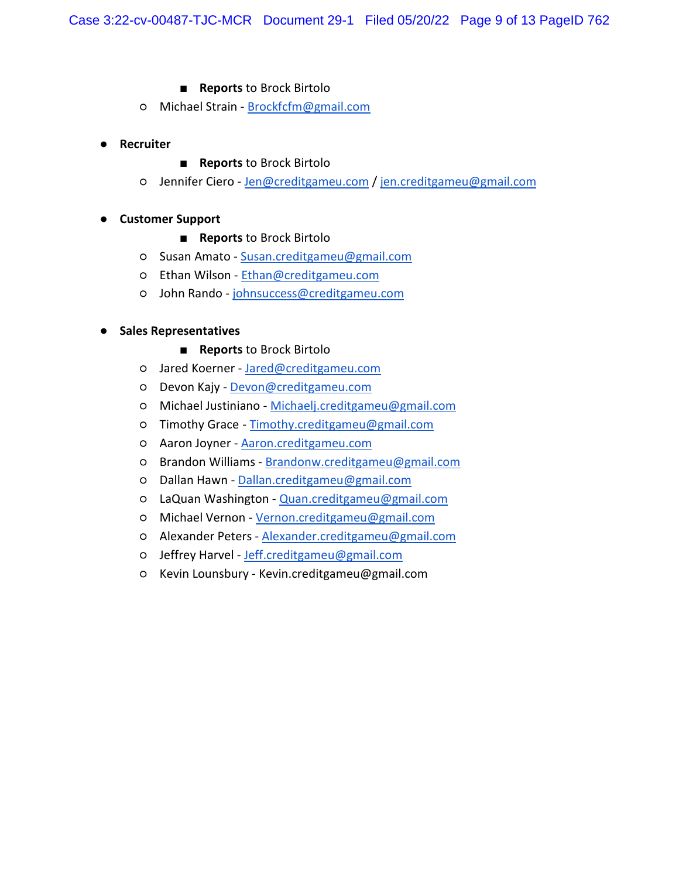- **Reports** to Brock Birtolo
    - Michael Strain - Brockfcfm@gmail.com

- **Recruiter**
    - **Reports** to Brock Birtolo
    - Jennifer Ciero - Jen@creditgameu.com / jen.creditgameu@gmail.com

- **Customer Support**
    - **Reports** to Brock Birtolo
    - Susan Amato - Susan.creditgameu@gmail.com
    - Ethan Wilson - Ethan@creditgameu.com
    - John Rando - johnsuccess@creditgameu.com

- **Sales Representatives**
    - **Reports** to Brock Birtolo
    - Jared Koerner - Jared@creditgameu.com
    - Devon Kajy - Devon@creditgameu.com
    - Michael Justiniano - Michaelj.creditgameu@gmail.com
    - Timothy Grace - Timothy.creditgameu@gmail.com
    - Aaron Joyner - Aaron.creditgameu.com
    - Brandon Williams - Brandonw.creditgameu@gmail.com
    - Dallan Hawn - Dallan.creditgameu@gmail.com
    - LaQuan Washington - Quan.creditgameu@gmail.com
    - Michael Vernon - Vernon.creditgameu@gmail.com
    - Alexander Peters - Alexander.creditgameu@gmail.com
    - Jeffrey Harvel - Jeff.creditgameu@gmail.com
    - Kevin Lounsbury - Kevin.creditgameu@gmail.com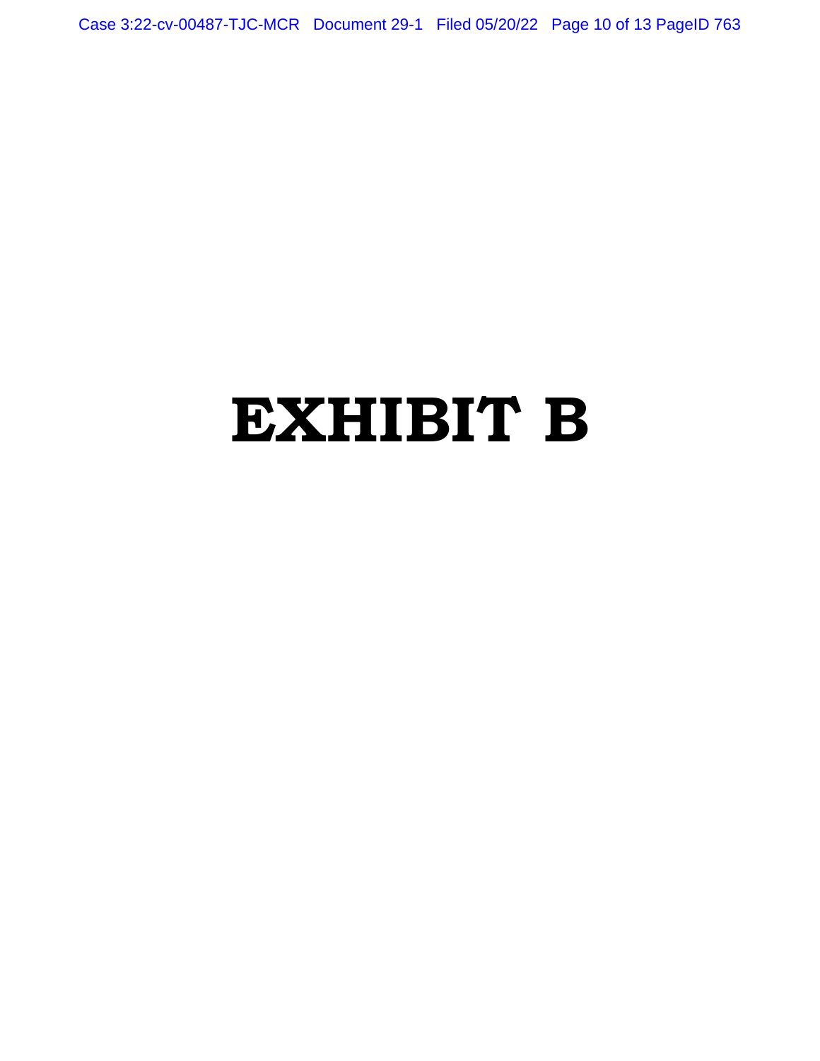# EXHIBIT B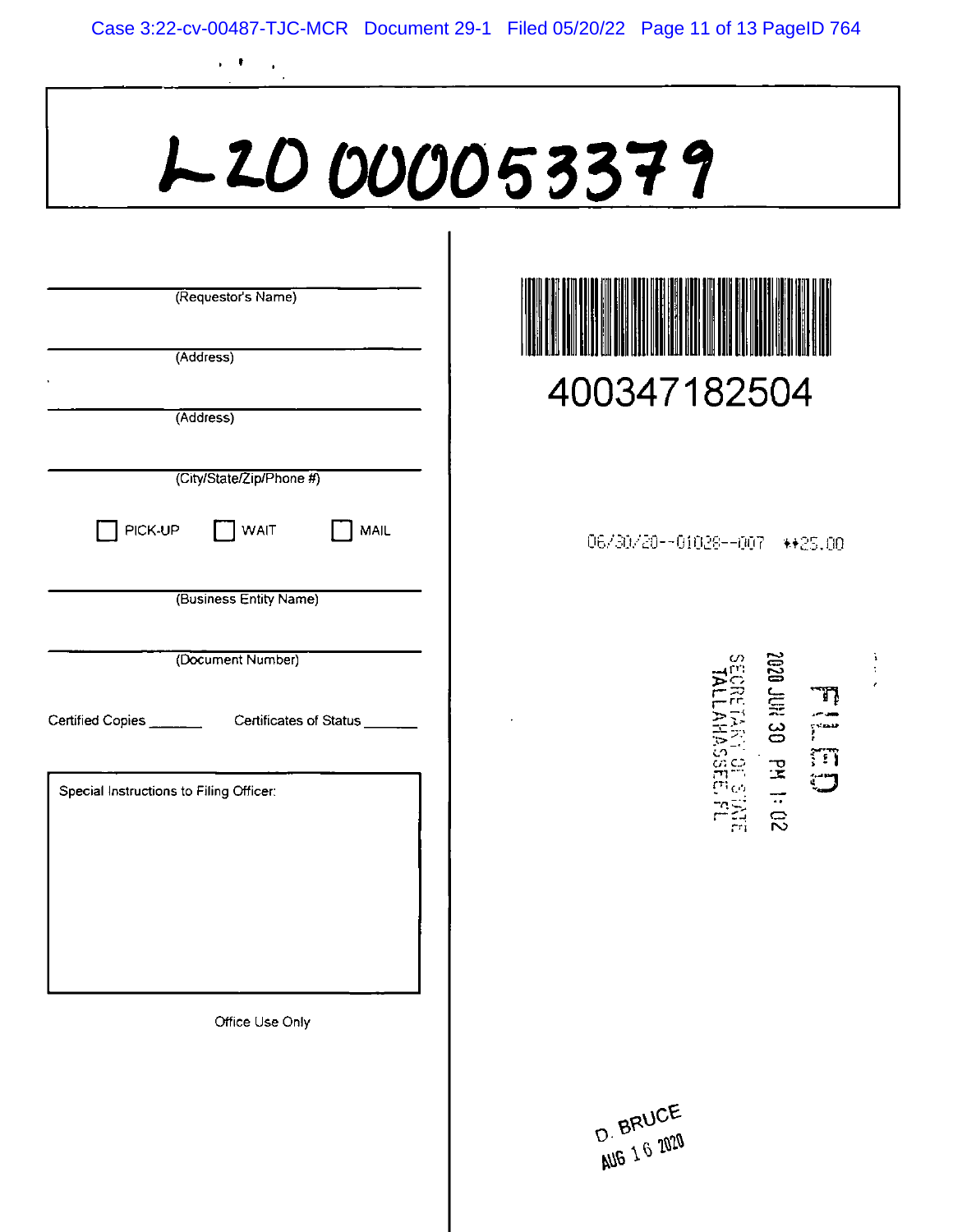L20000053379

(Requestor's Name)

(Address)

(Address)

(City/State/Zip/Phone #)

☐ PICK-UP ☐ WAIT ☐ MAIL

(Business Entity Name)

(Document Number)

Certified Copies _______ Certificates of Status _______

Special Instructions to Filing Officer:

Office Use Only

400347182504

06/30/20--01028--007 **25.00

FILED
2020 JUN 30 PM 1:02
SECRETARY OF STATE
TALLAHASSEE, FL

D. BRUCE
AUG 16 2020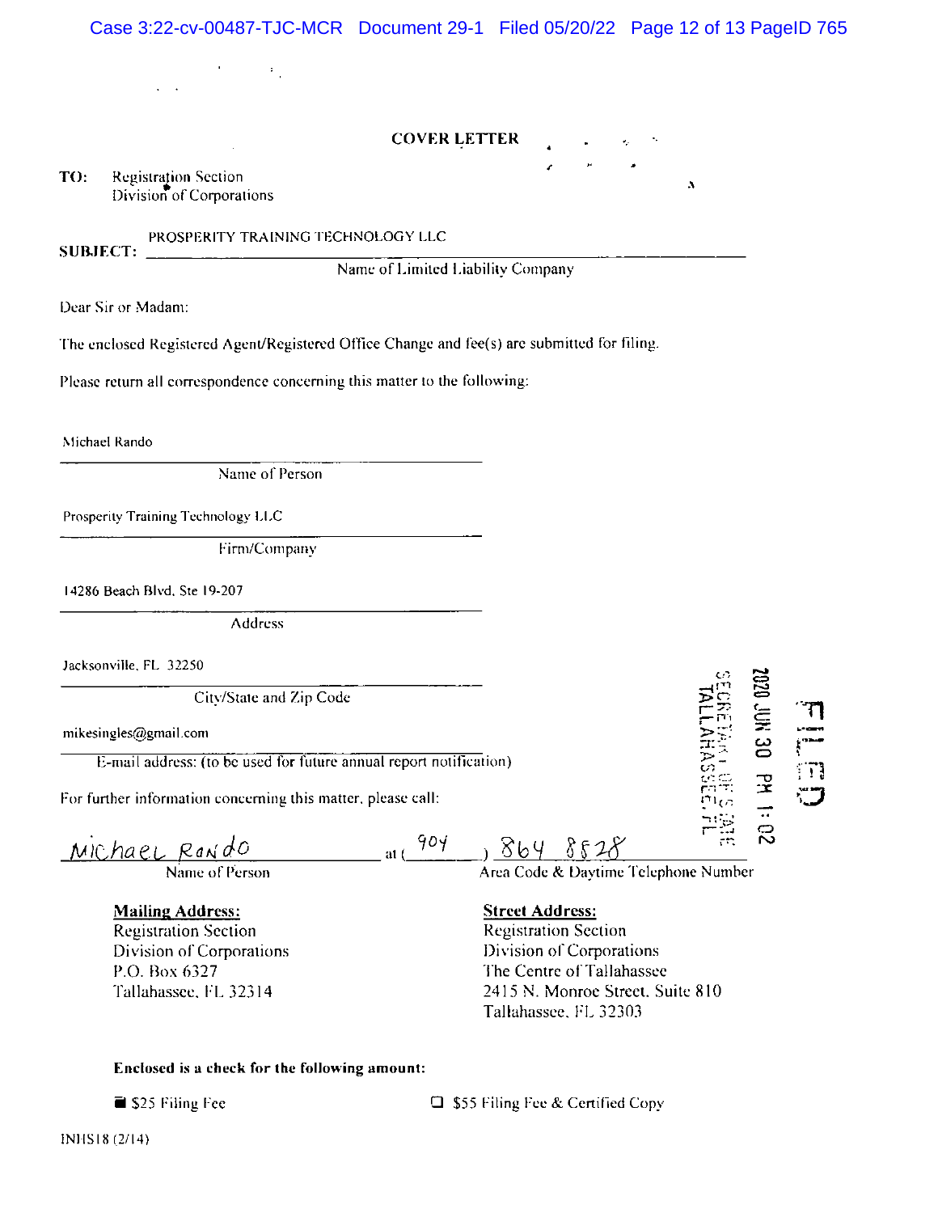# COVER LETTER

**TO:** Registration Section
Division of Corporations

**SUBJECT:** PROSPERITY TRAINING TECHNOLOGY LLC
Name of Limited Liability Company

Dear Sir or Madam:

The enclosed Registered Agent/Registered Office Change and fee(s) are submitted for filing.

Please return all correspondence concerning this matter to the following:

Michael Rando
Name of Person

Prosperity Training Technology LLC
Firm/Company

14286 Beach Blvd, Ste 19-207
Address

Jacksonville, FL 32250
City/State and Zip Code

mikesingles@gmail.com
E-mail address: (to be used for future annual report notification)

For further information concerning this matter, please call:

Michael Rando at (904) 864 8528
Name of Person — Area Code & Daytime Telephone Number

FILED
2020 JUN 30 PM 1:02
SECRETARY OF STATE
TALLAHASSEE, FL

**Mailing Address:**
Registration Section
Division of Corporations
P.O. Box 6327
Tallahassee, FL 32314

**Street Address:**
Registration Section
Division of Corporations
The Centre of Tallahassee
2415 N. Monroe Street, Suite 810
Tallahassee, FL 32303

**Enclosed is a check for the following amount:**

- [x] $25 Filing Fee
- [ ] $55 Filing Fee & Certified Copy

INHS18 (2/14)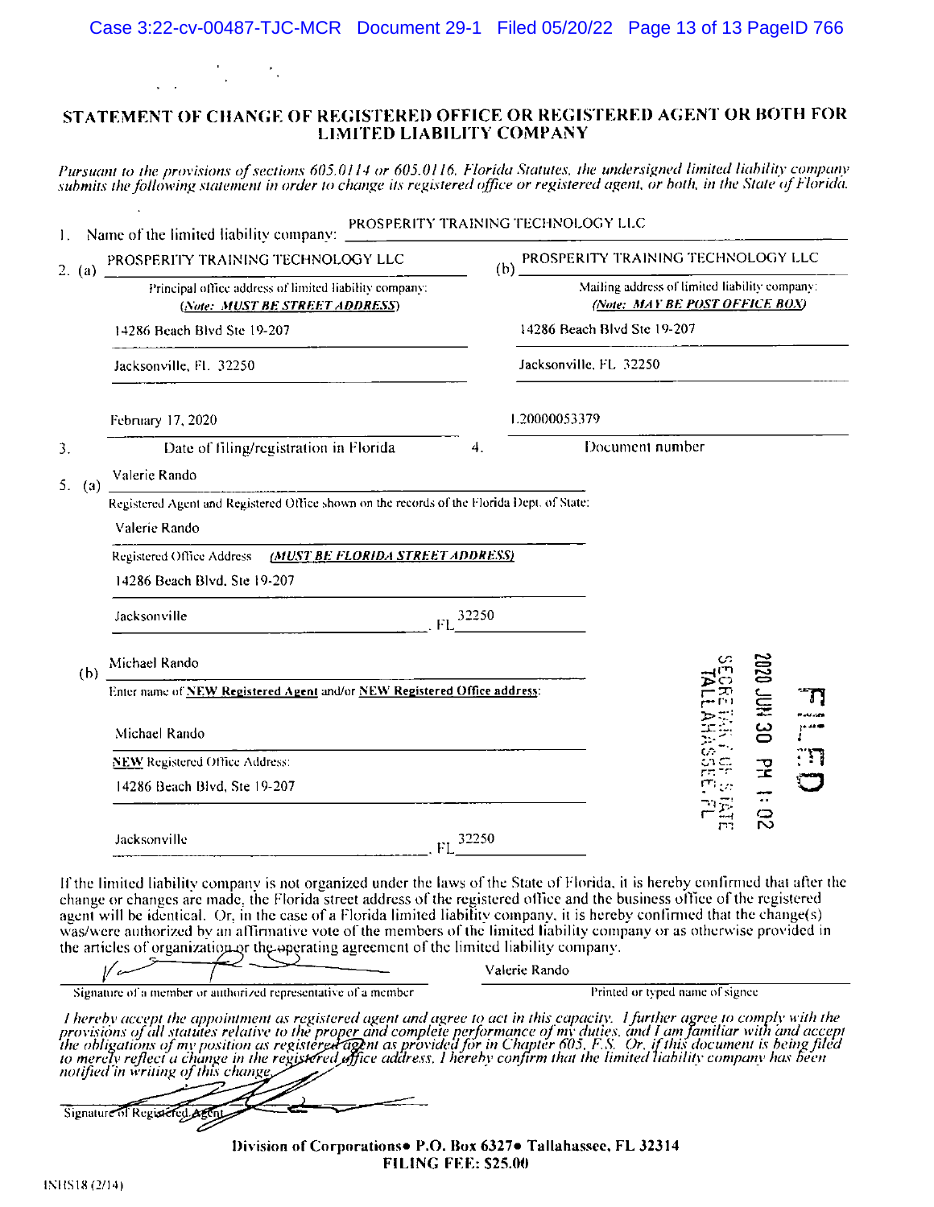# STATEMENT OF CHANGE OF REGISTERED OFFICE OR REGISTERED AGENT OR BOTH FOR LIMITED LIABILITY COMPANY

*Pursuant to the provisions of sections 605.0114 or 605.0116, Florida Statutes, the undersigned limited liability company submits the following statement in order to change its registered office or registered agent, or both, in the State of Florida.*

1. Name of the limited liability company: PROSPERITY TRAINING TECHNOLOGY LLC

2. (a) PROSPERITY TRAINING TECHNOLOGY LLC
   Principal office address of limited liability company: (***Note: MUST BE STREET ADDRESS***)
   14286 Beach Blvd Ste 19-207
   Jacksonville, FL 32250

   (b) PROSPERITY TRAINING TECHNOLOGY LLC
   Mailing address of limited liability company: (***Note: MAY BE POST OFFICE BOX***)
   14286 Beach Blvd Ste 19-207
   Jacksonville, FL 32250

3. February 17, 2020
   Date of filing/registration in Florida

4. L20000053379
   Document number

5. (a) Valerie Rando
   Registered Agent and Registered Office shown on the records of the Florida Dept. of State:
   Valerie Rando
   Registered Office Address (***MUST BE FLORIDA STREET ADDRESS***)
   14286 Beach Blvd. Ste 19-207
   Jacksonville, FL 32250

   (b) Michael Rando
   Enter name of **NEW Registered Agent** and/or **NEW Registered Office address**:
   Michael Rando
   **NEW** Registered Office Address:
   14286 Beach Blvd, Ste 19-207
   Jacksonville, FL 32250

FILED
2020 JUN 30 PM 1:02
SECRETARY OF STATE
TALLAHASSEE, FL

If the limited liability company is not organized under the laws of the State of Florida, it is hereby confirmed that after the change or changes are made, the Florida street address of the registered office and the business office of the registered agent will be identical. Or, in the case of a Florida limited liability company, it is hereby confirmed that the change(s) was/were authorized by an affirmative vote of the members of the limited liability company or as otherwise provided in the articles of organization or the operating agreement of the limited liability company.

[Signature] — Signature of a member or authorized representative of a member

Valerie Rando — Printed or typed name of signee

*I hereby accept the appointment as registered agent and agree to act in this capacity. I further agree to comply with the provisions of all statutes relative to the proper and complete performance of my duties, and I am familiar with and accept the obligations of my position as registered agent as provided for in Chapter 605, F.S. Or, if this document is being filed to merely reflect a change in the registered office address, I hereby confirm that the limited liability company has been notified in writing of this change.*

[Signature] — Signature of Registered Agent

**Division of Corporations• P.O. Box 6327• Tallahassee, FL 32314**
**FILING FEE: $25.00**

INH518 (2/14)